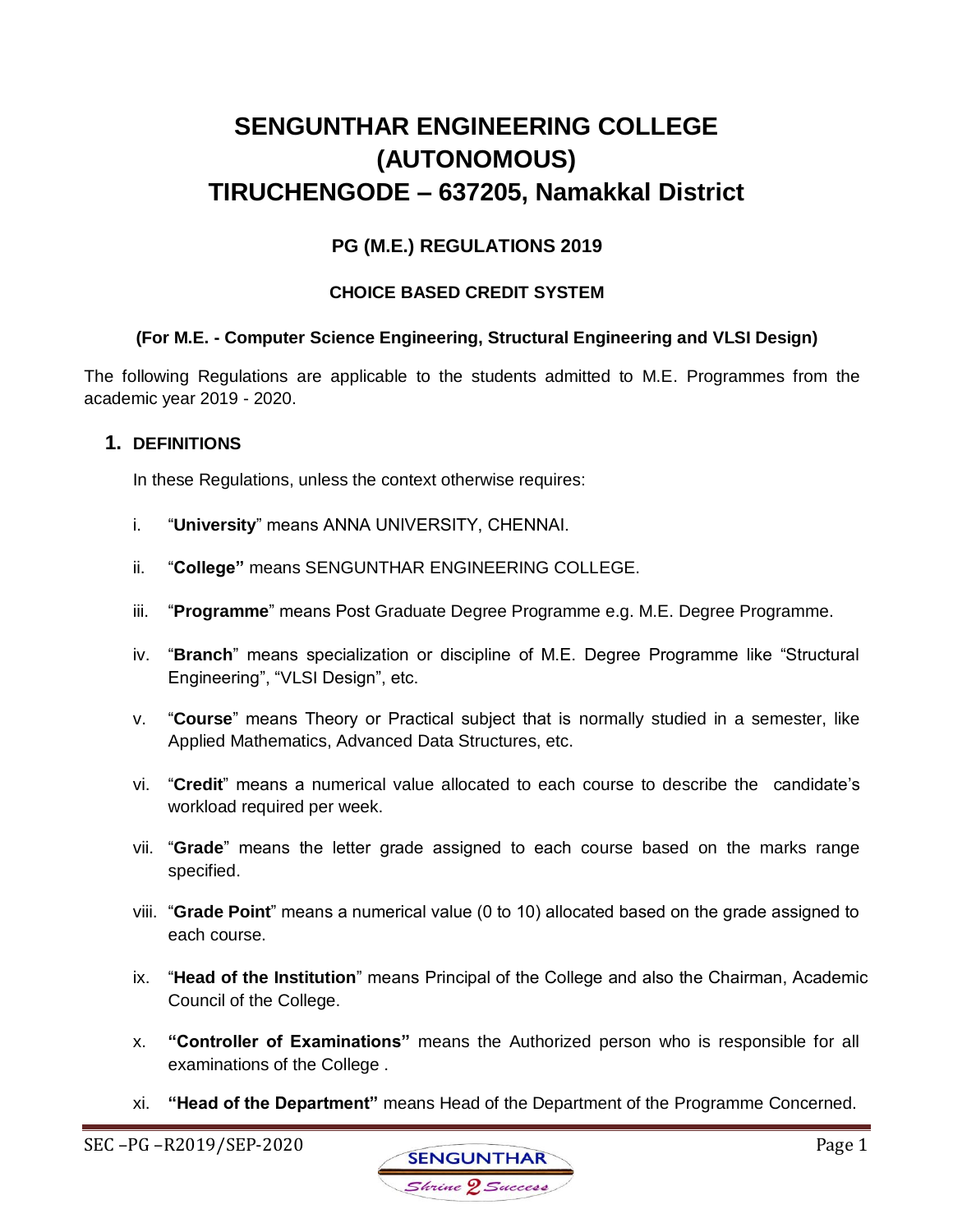# SENGUNTHAR ENGINEERING COLLEGE (AUTONOMOUS) TIRUCHENGODE – 637205, Namakkal District

### PG (M.E.) REGULATIONS 2019

#### CHOICE BASED CREDIT SYSTEM

**(For M.E. - Computer Science Engineering, Structural Engineering and VLSI Design)**

The following Regulations are applicable to the students admitted to M.E. Programmes from the academic year 2019 - 2020.

## 1. DEFINITIONS

In these Regulations, unless the context otherwise requires:

i. "**University**" means ANNA UNIVERSITY, CHENNAI.

ii. "**College"** means SENGUNTHAR ENGINEERING COLLEGE.

iii. "**Programme**" means Post Graduate Degree Programme e.g. M.E. Degree Programme.

iv. "**Branch**" means specialization or discipline of M.E. Degree Programme like "Structural Engineering", "VLSI Design", etc.

v. "**Course**" means Theory or Practical subject that is normally studied in a semester, like Applied Mathematics, Advanced Data Structures, etc.

vi. "**Credit**" means a numerical value allocated to each course to describe the candidate's workload required per week.

vii. "**Grade**" means the letter grade assigned to each course based on the marks range specified.

viii. "**Grade Point**" means a numerical value (0 to 10) allocated based on the grade assigned to each course.

ix. "**Head of the Institution**" means Principal of the College and also the Chairman, Academic Council of the College.

x. **"Controller of Examinations"** means the Authorized person who is responsible for all examinations of the College .

xi. **"Head of the Department"** means Head of the Department of the Programme Concerned.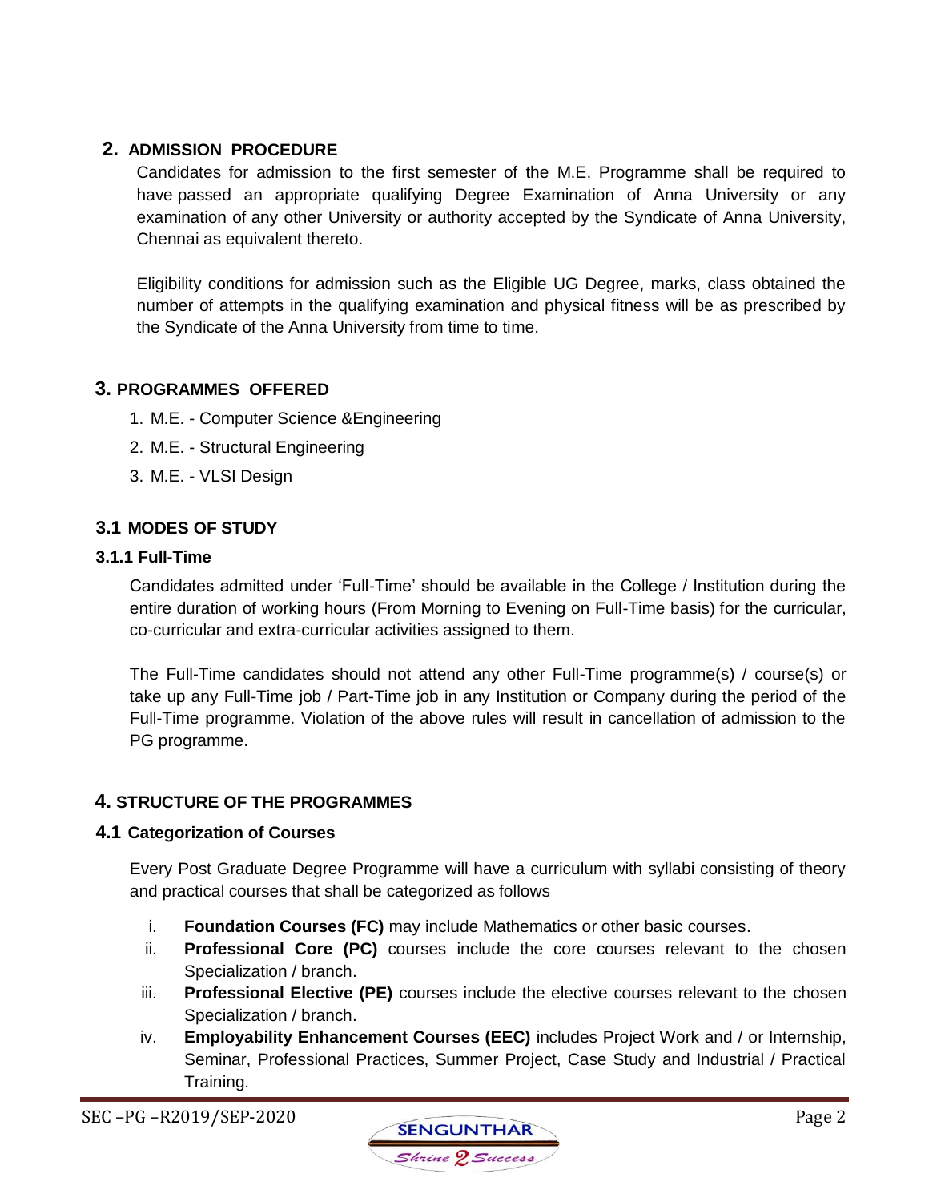## 2. ADMISSION PROCEDURE

Candidates for admission to the first semester of the M.E. Programme shall be required to have passed an appropriate qualifying Degree Examination of Anna University or any examination of any other University or authority accepted by the Syndicate of Anna University, Chennai as equivalent thereto.

Eligibility conditions for admission such as the Eligible UG Degree, marks, class obtained the number of attempts in the qualifying examination and physical fitness will be as prescribed by the Syndicate of the Anna University from time to time.

## 3. PROGRAMMES OFFERED

1. M.E. - Computer Science &Engineering
2. M.E. - Structural Engineering
3. M.E. - VLSI Design

### 3.1 MODES OF STUDY

#### 3.1.1 Full-Time

Candidates admitted under 'Full-Time' should be available in the College / Institution during the entire duration of working hours (From Morning to Evening on Full-Time basis) for the curricular, co-curricular and extra-curricular activities assigned to them.

The Full-Time candidates should not attend any other Full-Time programme(s) / course(s) or take up any Full-Time job / Part-Time job in any Institution or Company during the period of the Full-Time programme. Violation of the above rules will result in cancellation of admission to the PG programme.

## 4. STRUCTURE OF THE PROGRAMMES

### 4.1 Categorization of Courses

Every Post Graduate Degree Programme will have a curriculum with syllabi consisting of theory and practical courses that shall be categorized as follows

i. **Foundation Courses (FC)** may include Mathematics or other basic courses.
ii. **Professional Core (PC)** courses include the core courses relevant to the chosen Specialization / branch.
iii. **Professional Elective (PE)** courses include the elective courses relevant to the chosen Specialization / branch.
iv. **Employability Enhancement Courses (EEC)** includes Project Work and / or Internship, Seminar, Professional Practices, Summer Project, Case Study and Industrial / Practical Training.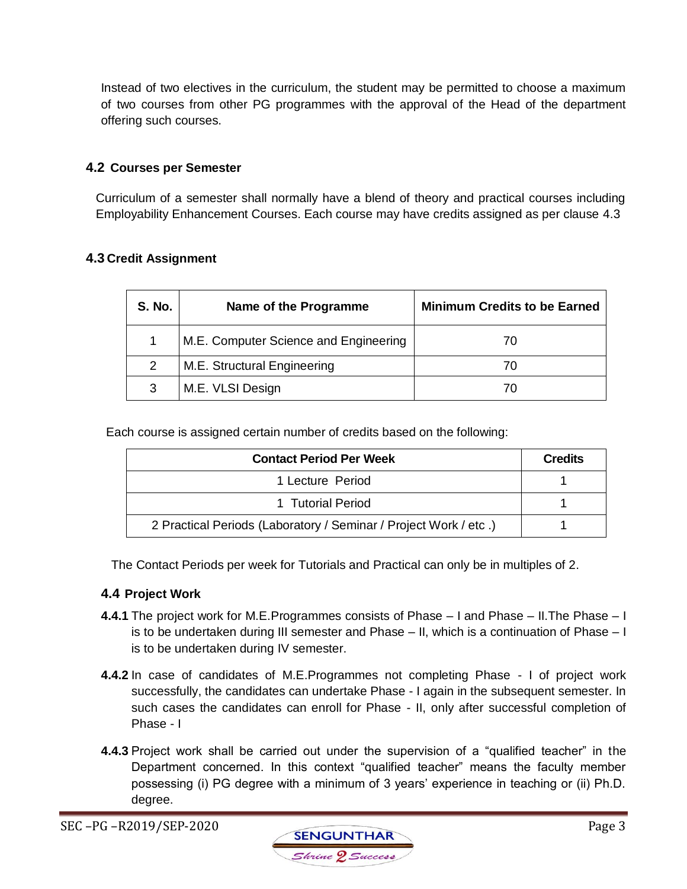Instead of two electives in the curriculum, the student may be permitted to choose a maximum of two courses from other PG programmes with the approval of the Head of the department offering such courses.

### 4.2 Courses per Semester

Curriculum of a semester shall normally have a blend of theory and practical courses including Employability Enhancement Courses. Each course may have credits assigned as per clause 4.3

### 4.3 Credit Assignment

| S. No. | Name of the Programme | Minimum Credits to be Earned |
|---|---|---|
| 1 | M.E. Computer Science and Engineering | 70 |
| 2 | M.E. Structural Engineering | 70 |
| 3 | M.E. VLSI Design | 70 |

Each course is assigned certain number of credits based on the following:

| Contact Period Per Week | Credits |
|---|---|
| 1 Lecture Period | 1 |
| 1 Tutorial Period | 1 |
| 2 Practical Periods (Laboratory / Seminar / Project Work / etc .) | 1 |

The Contact Periods per week for Tutorials and Practical can only be in multiples of 2.

### 4.4 Project Work

**4.4.1** The project work for M.E.Programmes consists of Phase – I and Phase – II.The Phase – I is to be undertaken during III semester and Phase – II, which is a continuation of Phase – I is to be undertaken during IV semester.

**4.4.2** In case of candidates of M.E.Programmes not completing Phase - I of project work successfully, the candidates can undertake Phase - I again in the subsequent semester. In such cases the candidates can enroll for Phase - II, only after successful completion of Phase - I

**4.4.3** Project work shall be carried out under the supervision of a "qualified teacher" in the Department concerned. In this context "qualified teacher" means the faculty member possessing (i) PG degree with a minimum of 3 years' experience in teaching or (ii) Ph.D. degree.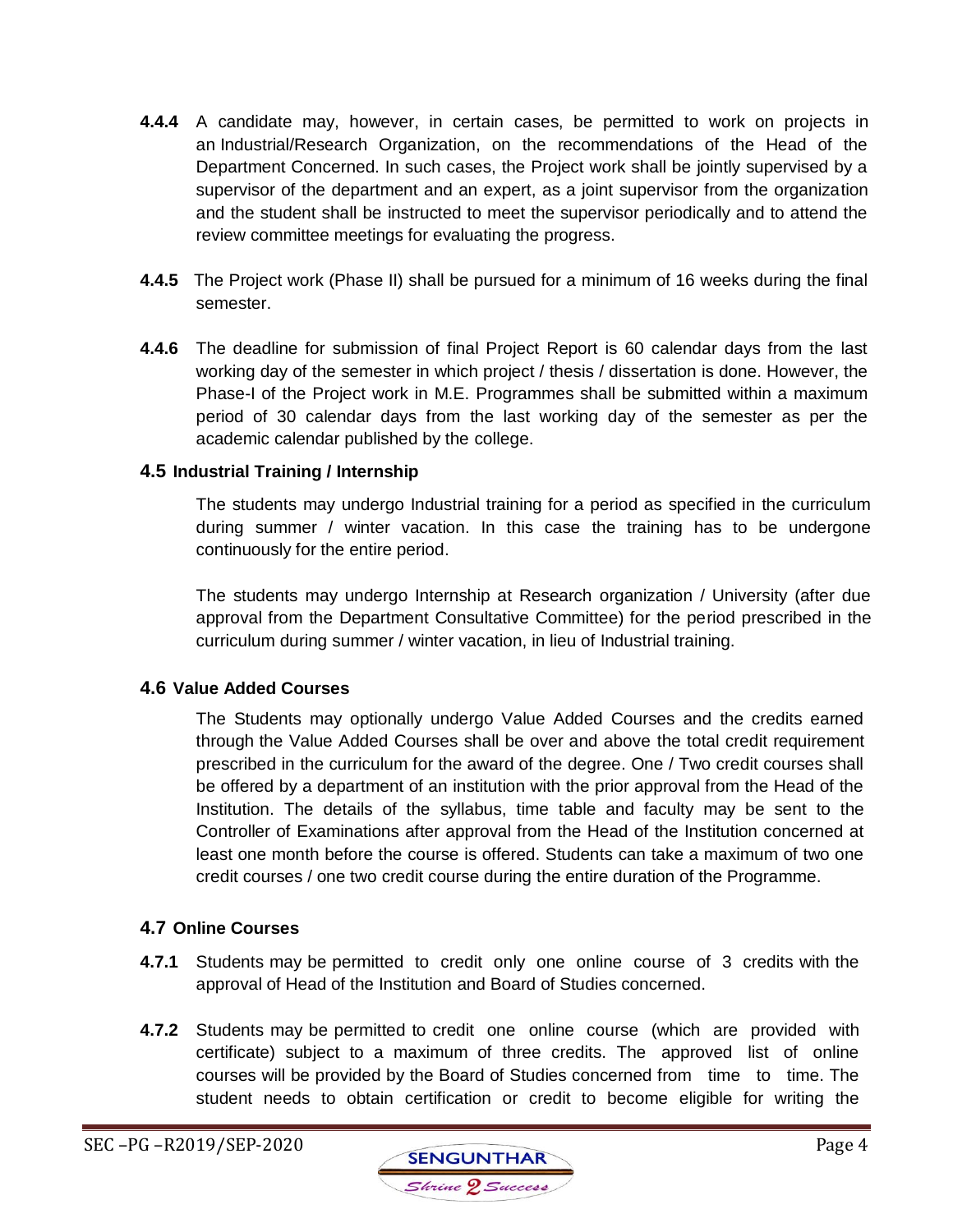**4.4.4** A candidate may, however, in certain cases, be permitted to work on projects in an Industrial/Research Organization, on the recommendations of the Head of the Department Concerned. In such cases, the Project work shall be jointly supervised by a supervisor of the department and an expert, as a joint supervisor from the organization and the student shall be instructed to meet the supervisor periodically and to attend the review committee meetings for evaluating the progress.

**4.4.5** The Project work (Phase II) shall be pursued for a minimum of 16 weeks during the final semester.

**4.4.6** The deadline for submission of final Project Report is 60 calendar days from the last working day of the semester in which project / thesis / dissertation is done. However, the Phase-I of the Project work in M.E. Programmes shall be submitted within a maximum period of 30 calendar days from the last working day of the semester as per the academic calendar published by the college.

### 4.5 Industrial Training / Internship

The students may undergo Industrial training for a period as specified in the curriculum during summer / winter vacation. In this case the training has to be undergone continuously for the entire period.

The students may undergo Internship at Research organization / University (after due approval from the Department Consultative Committee) for the period prescribed in the curriculum during summer / winter vacation, in lieu of Industrial training.

### 4.6 Value Added Courses

The Students may optionally undergo Value Added Courses and the credits earned through the Value Added Courses shall be over and above the total credit requirement prescribed in the curriculum for the award of the degree. One / Two credit courses shall be offered by a department of an institution with the prior approval from the Head of the Institution. The details of the syllabus, time table and faculty may be sent to the Controller of Examinations after approval from the Head of the Institution concerned at least one month before the course is offered. Students can take a maximum of two one credit courses / one two credit course during the entire duration of the Programme.

### 4.7 Online Courses

**4.7.1** Students may be permitted to credit only one online course of 3 credits with the approval of Head of the Institution and Board of Studies concerned.

**4.7.2** Students may be permitted to credit one online course (which are provided with certificate) subject to a maximum of three credits. The approved list of online courses will be provided by the Board of Studies concerned from time to time. The student needs to obtain certification or credit to become eligible for writing the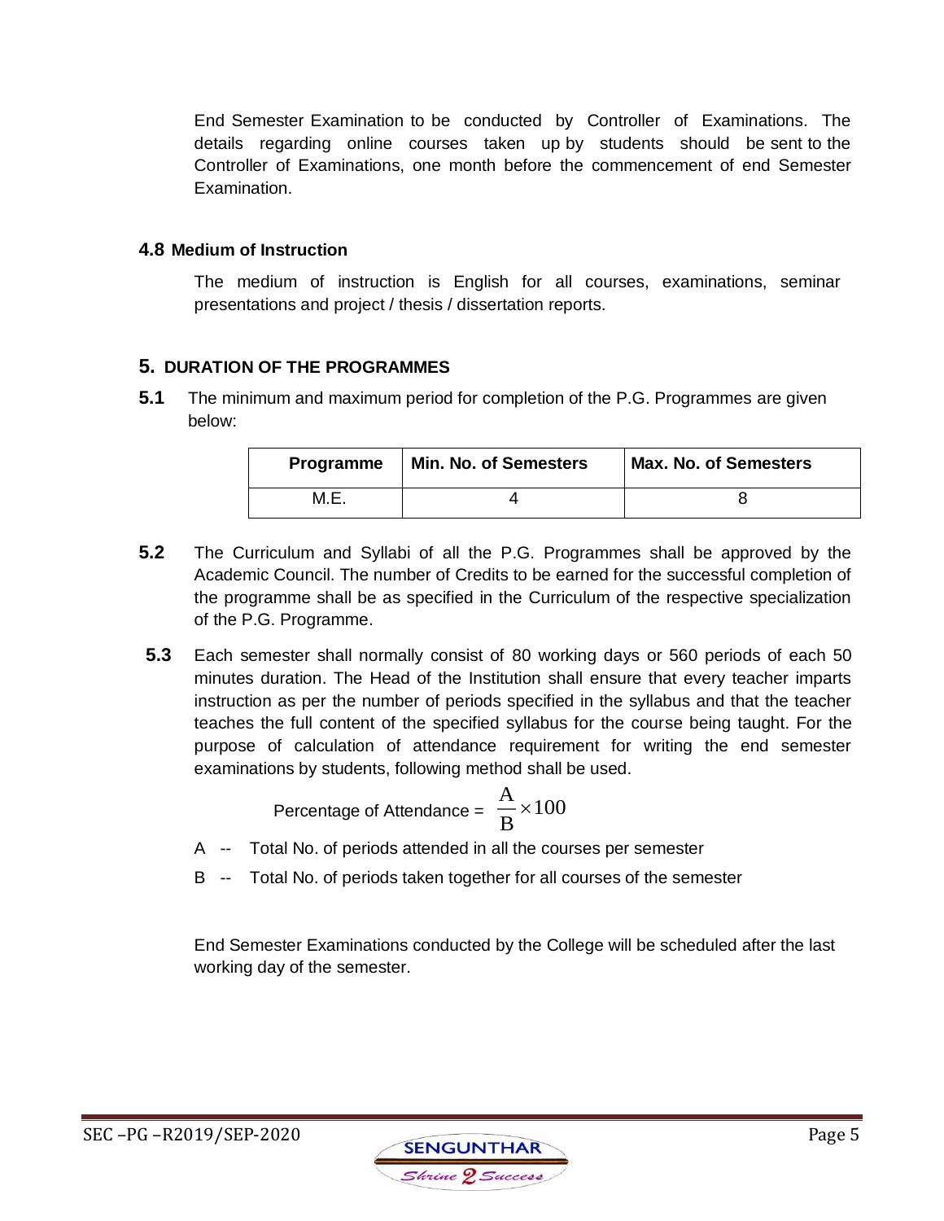End Semester Examination to be conducted by Controller of Examinations. The details regarding online courses taken up by students should be sent to the Controller of Examinations, one month before the commencement of end Semester Examination.

### 4.8 Medium of Instruction

The medium of instruction is English for all courses, examinations, seminar presentations and project / thesis / dissertation reports.

## 5. DURATION OF THE PROGRAMMES

**5.1** The minimum and maximum period for completion of the P.G. Programmes are given below:

| Programme | Min. No. of Semesters | Max. No. of Semesters |
|---|---|---|
| M.E. | 4 | 8 |

**5.2** The Curriculum and Syllabi of all the P.G. Programmes shall be approved by the Academic Council. The number of Credits to be earned for the successful completion of the programme shall be as specified in the Curriculum of the respective specialization of the P.G. Programme.

**5.3** Each semester shall normally consist of 80 working days or 560 periods of each 50 minutes duration. The Head of the Institution shall ensure that every teacher imparts instruction as per the number of periods specified in the syllabus and that the teacher teaches the full content of the specified syllabus for the course being taught. For the purpose of calculation of attendance requirement for writing the end semester examinations by students, following method shall be used.

$$\text{Percentage of Attendance} = \frac{A}{B} \times 100$$

A -- Total No. of periods attended in all the courses per semester

B -- Total No. of periods taken together for all courses of the semester

End Semester Examinations conducted by the College will be scheduled after the last working day of the semester.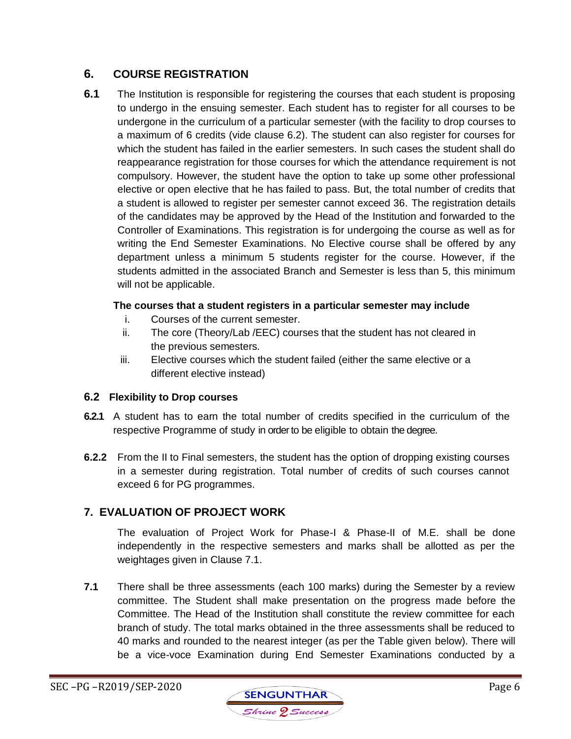## 6. COURSE REGISTRATION

**6.1** The Institution is responsible for registering the courses that each student is proposing to undergo in the ensuing semester. Each student has to register for all courses to be undergone in the curriculum of a particular semester (with the facility to drop courses to a maximum of 6 credits (vide clause 6.2). The student can also register for courses for which the student has failed in the earlier semesters. In such cases the student shall do reappearance registration for those courses for which the attendance requirement is not compulsory. However, the student have the option to take up some other professional elective or open elective that he has failed to pass. But, the total number of credits that a student is allowed to register per semester cannot exceed 36. The registration details of the candidates may be approved by the Head of the Institution and forwarded to the Controller of Examinations. This registration is for undergoing the course as well as for writing the End Semester Examinations. No Elective course shall be offered by any department unless a minimum 5 students register for the course. However, if the students admitted in the associated Branch and Semester is less than 5, this minimum will not be applicable.

**The courses that a student registers in a particular semester may include**

i. Courses of the current semester.
ii. The core (Theory/Lab /EEC) courses that the student has not cleared in the previous semesters.
iii. Elective courses which the student failed (either the same elective or a different elective instead)

### 6.2 Flexibility to Drop courses

**6.2.1** A student has to earn the total number of credits specified in the curriculum of the respective Programme of study in order to be eligible to obtain the degree.

**6.2.2** From the II to Final semesters, the student has the option of dropping existing courses in a semester during registration. Total number of credits of such courses cannot exceed 6 for PG programmes.

## 7. EVALUATION OF PROJECT WORK

The evaluation of Project Work for Phase-I & Phase-II of M.E. shall be done independently in the respective semesters and marks shall be allotted as per the weightages given in Clause 7.1.

**7.1** There shall be three assessments (each 100 marks) during the Semester by a review committee. The Student shall make presentation on the progress made before the Committee. The Head of the Institution shall constitute the review committee for each branch of study. The total marks obtained in the three assessments shall be reduced to 40 marks and rounded to the nearest integer (as per the Table given below). There will be a vice-voce Examination during End Semester Examinations conducted by a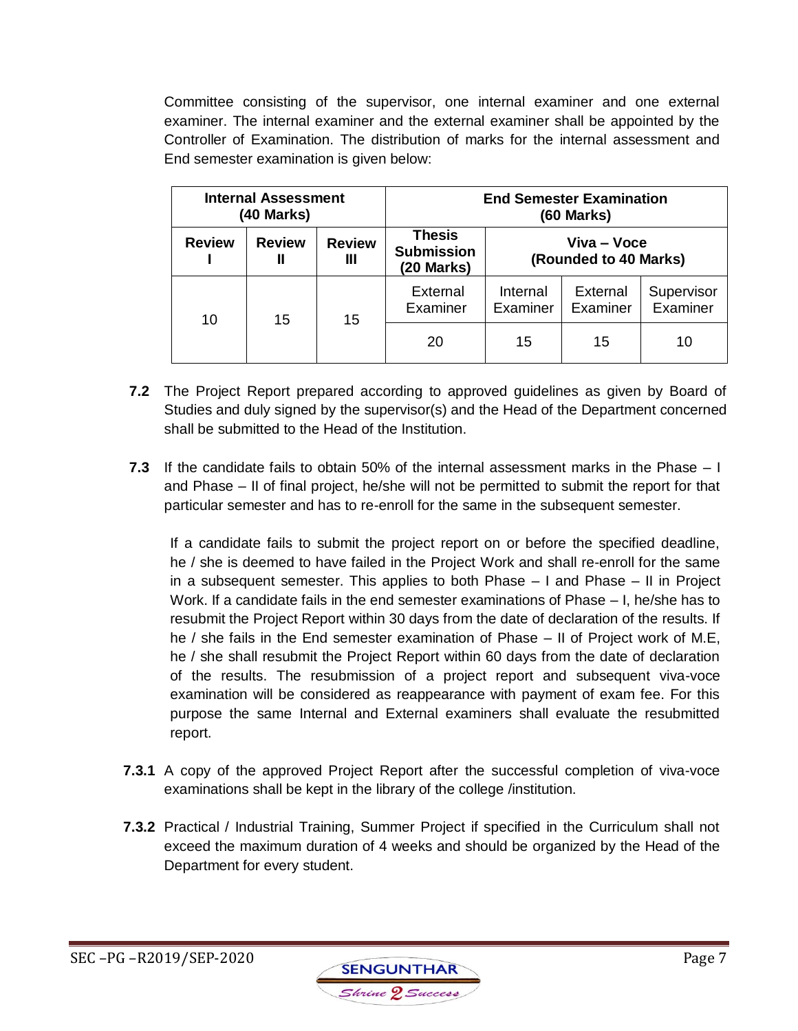Committee consisting of the supervisor, one internal examiner and one external examiner. The internal examiner and the external examiner shall be appointed by the Controller of Examination. The distribution of marks for the internal assessment and End semester examination is given below:

| **Internal Assessment (40 Marks)** | | | **End Semester Examination (60 Marks)** | | | |
|---|---|---|---|---|---|---|
| **Review I** | **Review II** | **Review III** | **Thesis Submission (20 Marks)** | **Viva – Voce (Rounded to 40 Marks)** | | |
| | | | External Examiner | Internal Examiner | External Examiner | Supervisor Examiner |
| 10 | 15 | 15 | 20 | 15 | 15 | 10 |

**7.2** The Project Report prepared according to approved guidelines as given by Board of Studies and duly signed by the supervisor(s) and the Head of the Department concerned shall be submitted to the Head of the Institution.

**7.3** If the candidate fails to obtain 50% of the internal assessment marks in the Phase – I and Phase – II of final project, he/she will not be permitted to submit the report for that particular semester and has to re-enroll for the same in the subsequent semester.

If a candidate fails to submit the project report on or before the specified deadline, he / she is deemed to have failed in the Project Work and shall re-enroll for the same in a subsequent semester. This applies to both Phase – I and Phase – II in Project Work. If a candidate fails in the end semester examinations of Phase – I, he/she has to resubmit the Project Report within 30 days from the date of declaration of the results. If he / she fails in the End semester examination of Phase – II of Project work of M.E, he / she shall resubmit the Project Report within 60 days from the date of declaration of the results. The resubmission of a project report and subsequent viva-voce examination will be considered as reappearance with payment of exam fee. For this purpose the same Internal and External examiners shall evaluate the resubmitted report.

**7.3.1** A copy of the approved Project Report after the successful completion of viva-voce examinations shall be kept in the library of the college /institution.

**7.3.2** Practical / Industrial Training, Summer Project if specified in the Curriculum shall not exceed the maximum duration of 4 weeks and should be organized by the Head of the Department for every student.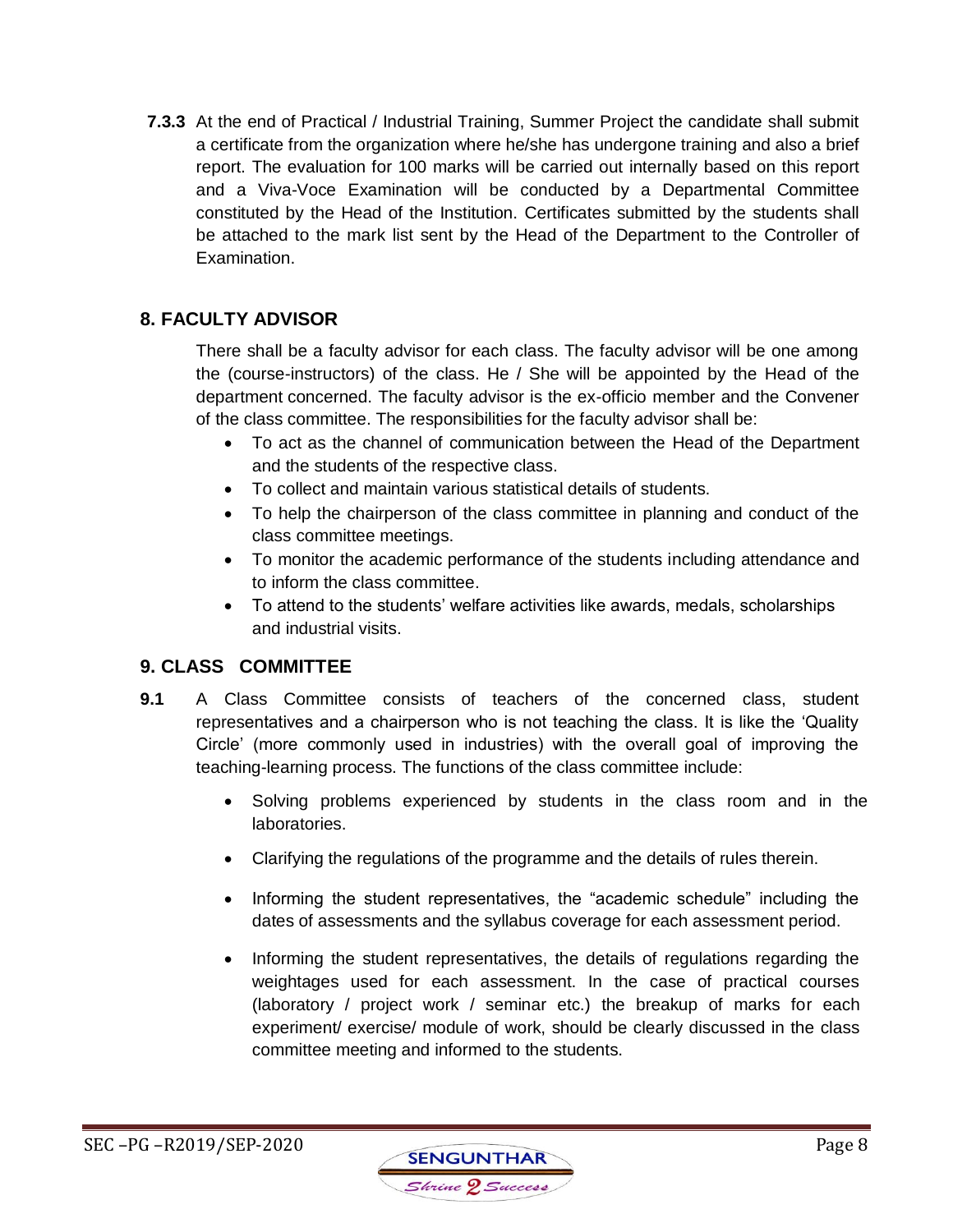**7.3.3** At the end of Practical / Industrial Training, Summer Project the candidate shall submit a certificate from the organization where he/she has undergone training and also a brief report. The evaluation for 100 marks will be carried out internally based on this report and a Viva-Voce Examination will be conducted by a Departmental Committee constituted by the Head of the Institution. Certificates submitted by the students shall be attached to the mark list sent by the Head of the Department to the Controller of Examination.

## 8. FACULTY ADVISOR

There shall be a faculty advisor for each class. The faculty advisor will be one among the (course-instructors) of the class. He / She will be appointed by the Head of the department concerned. The faculty advisor is the ex-officio member and the Convener of the class committee. The responsibilities for the faculty advisor shall be:

- To act as the channel of communication between the Head of the Department and the students of the respective class.
- To collect and maintain various statistical details of students.
- To help the chairperson of the class committee in planning and conduct of the class committee meetings.
- To monitor the academic performance of the students including attendance and to inform the class committee.
- To attend to the students' welfare activities like awards, medals, scholarships and industrial visits.

## 9. CLASS COMMITTEE

**9.1** A Class Committee consists of teachers of the concerned class, student representatives and a chairperson who is not teaching the class. It is like the 'Quality Circle' (more commonly used in industries) with the overall goal of improving the teaching-learning process. The functions of the class committee include:

- Solving problems experienced by students in the class room and in the laboratories.
- Clarifying the regulations of the programme and the details of rules therein.
- Informing the student representatives, the "academic schedule" including the dates of assessments and the syllabus coverage for each assessment period.
- Informing the student representatives, the details of regulations regarding the weightages used for each assessment. In the case of practical courses (laboratory / project work / seminar etc.) the breakup of marks for each experiment/ exercise/ module of work, should be clearly discussed in the class committee meeting and informed to the students.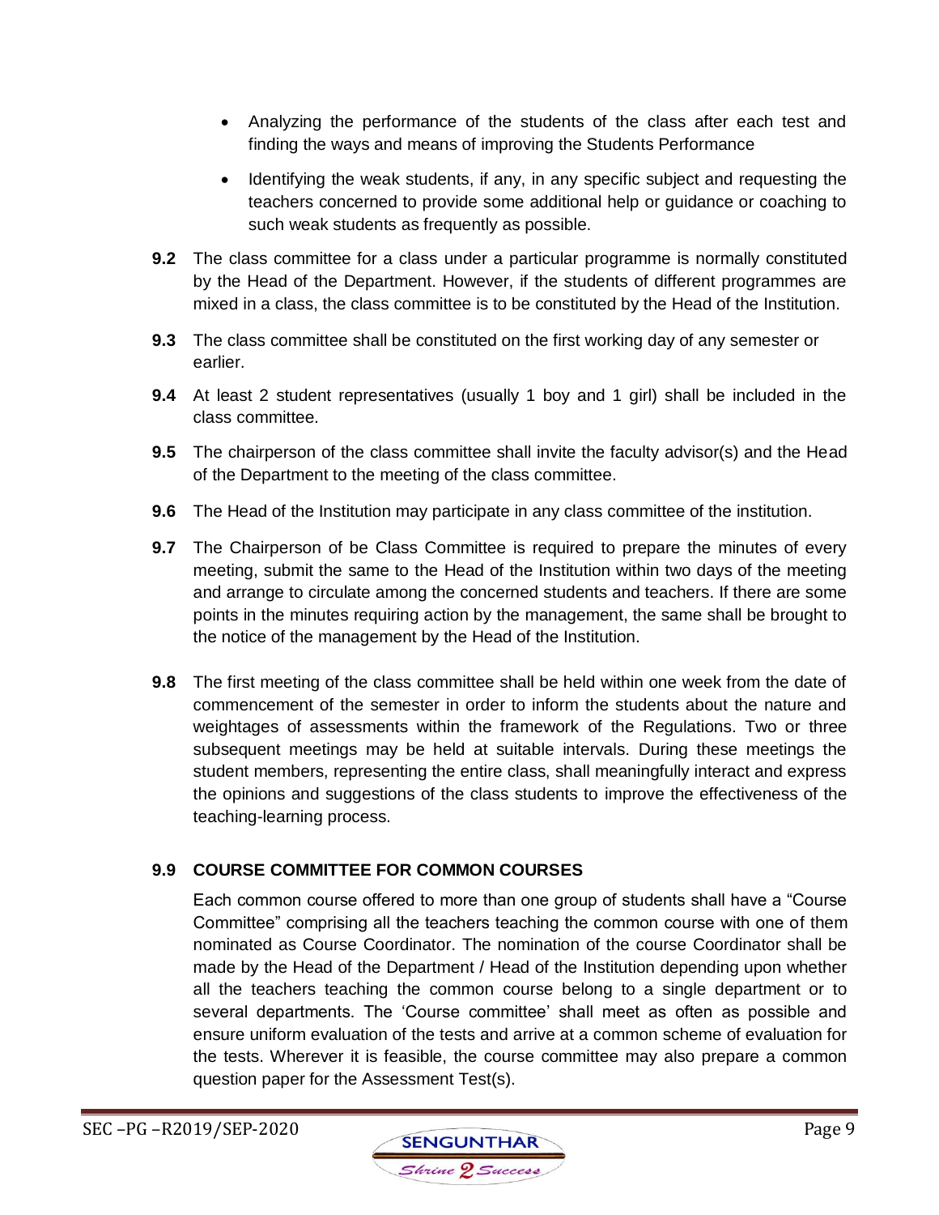- Analyzing the performance of the students of the class after each test and finding the ways and means of improving the Students Performance
- Identifying the weak students, if any, in any specific subject and requesting the teachers concerned to provide some additional help or guidance or coaching to such weak students as frequently as possible.

**9.2** The class committee for a class under a particular programme is normally constituted by the Head of the Department. However, if the students of different programmes are mixed in a class, the class committee is to be constituted by the Head of the Institution.

**9.3** The class committee shall be constituted on the first working day of any semester or earlier.

**9.4** At least 2 student representatives (usually 1 boy and 1 girl) shall be included in the class committee.

**9.5** The chairperson of the class committee shall invite the faculty advisor(s) and the Head of the Department to the meeting of the class committee.

**9.6** The Head of the Institution may participate in any class committee of the institution.

**9.7** The Chairperson of be Class Committee is required to prepare the minutes of every meeting, submit the same to the Head of the Institution within two days of the meeting and arrange to circulate among the concerned students and teachers. If there are some points in the minutes requiring action by the management, the same shall be brought to the notice of the management by the Head of the Institution.

**9.8** The first meeting of the class committee shall be held within one week from the date of commencement of the semester in order to inform the students about the nature and weightages of assessments within the framework of the Regulations. Two or three subsequent meetings may be held at suitable intervals. During these meetings the student members, representing the entire class, shall meaningfully interact and express the opinions and suggestions of the class students to improve the effectiveness of the teaching-learning process.

### 9.9 COURSE COMMITTEE FOR COMMON COURSES

Each common course offered to more than one group of students shall have a “Course Committee” comprising all the teachers teaching the common course with one of them nominated as Course Coordinator. The nomination of the course Coordinator shall be made by the Head of the Department / Head of the Institution depending upon whether all the teachers teaching the common course belong to a single department or to several departments. The ‘Course committee’ shall meet as often as possible and ensure uniform evaluation of the tests and arrive at a common scheme of evaluation for the tests. Wherever it is feasible, the course committee may also prepare a common question paper for the Assessment Test(s).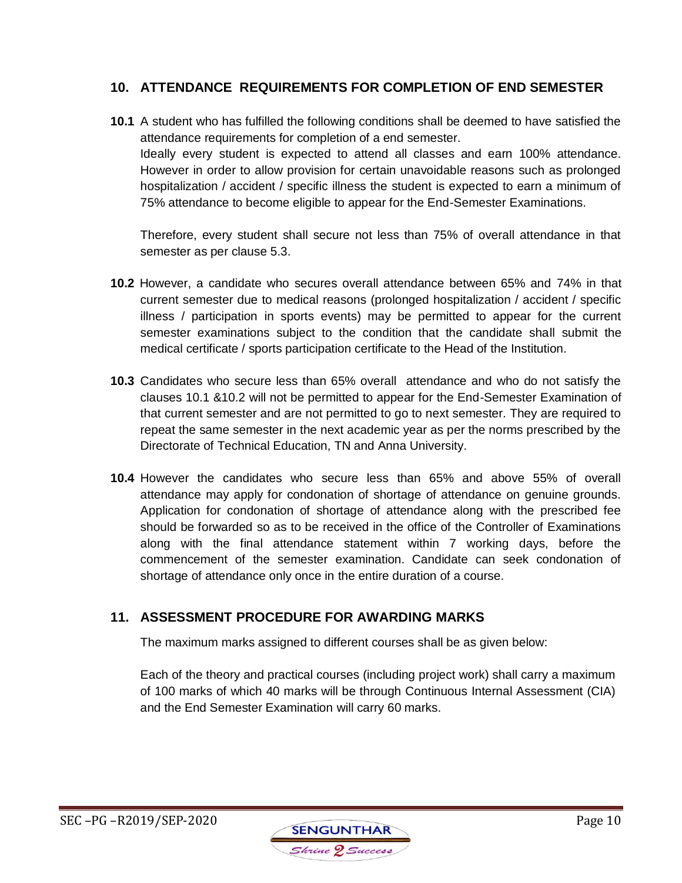## 10. ATTENDANCE REQUIREMENTS FOR COMPLETION OF END SEMESTER

**10.1** A student who has fulfilled the following conditions shall be deemed to have satisfied the attendance requirements for completion of a end semester.
Ideally every student is expected to attend all classes and earn 100% attendance. However in order to allow provision for certain unavoidable reasons such as prolonged hospitalization / accident / specific illness the student is expected to earn a minimum of 75% attendance to become eligible to appear for the End-Semester Examinations.

Therefore, every student shall secure not less than 75% of overall attendance in that semester as per clause 5.3.

**10.2** However, a candidate who secures overall attendance between 65% and 74% in that current semester due to medical reasons (prolonged hospitalization / accident / specific illness / participation in sports events) may be permitted to appear for the current semester examinations subject to the condition that the candidate shall submit the medical certificate / sports participation certificate to the Head of the Institution.

**10.3** Candidates who secure less than 65% overall attendance and who do not satisfy the clauses 10.1 &10.2 will not be permitted to appear for the End-Semester Examination of that current semester and are not permitted to go to next semester. They are required to repeat the same semester in the next academic year as per the norms prescribed by the Directorate of Technical Education, TN and Anna University.

**10.4** However the candidates who secure less than 65% and above 55% of overall attendance may apply for condonation of shortage of attendance on genuine grounds. Application for condonation of shortage of attendance along with the prescribed fee should be forwarded so as to be received in the office of the Controller of Examinations along with the final attendance statement within 7 working days, before the commencement of the semester examination. Candidate can seek condonation of shortage of attendance only once in the entire duration of a course.

## 11. ASSESSMENT PROCEDURE FOR AWARDING MARKS

The maximum marks assigned to different courses shall be as given below:

Each of the theory and practical courses (including project work) shall carry a maximum of 100 marks of which 40 marks will be through Continuous Internal Assessment (CIA) and the End Semester Examination will carry 60 marks.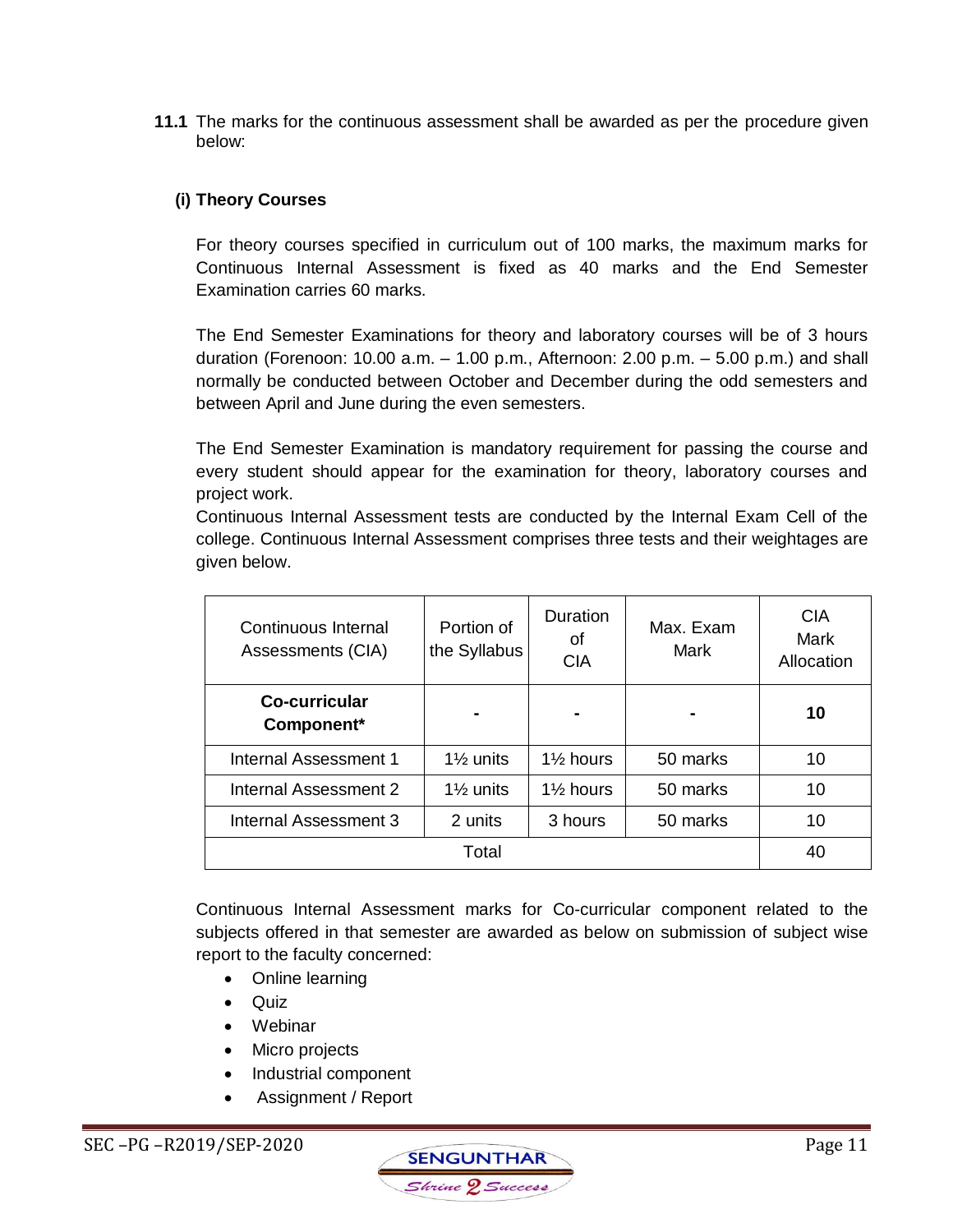**11.1** The marks for the continuous assessment shall be awarded as per the procedure given below:

**(i) Theory Courses**

For theory courses specified in curriculum out of 100 marks, the maximum marks for Continuous Internal Assessment is fixed as 40 marks and the End Semester Examination carries 60 marks.

The End Semester Examinations for theory and laboratory courses will be of 3 hours duration (Forenoon: 10.00 a.m. – 1.00 p.m., Afternoon: 2.00 p.m. – 5.00 p.m.) and shall normally be conducted between October and December during the odd semesters and between April and June during the even semesters.

The End Semester Examination is mandatory requirement for passing the course and every student should appear for the examination for theory, laboratory courses and project work.

Continuous Internal Assessment tests are conducted by the Internal Exam Cell of the college. Continuous Internal Assessment comprises three tests and their weightages are given below.

| Continuous Internal Assessments (CIA) | Portion of the Syllabus | Duration of CIA | Max. Exam Mark | CIA Mark Allocation |
|---|---|---|---|---|
| **Co-curricular Component*** | - | - | - | **10** |
| Internal Assessment 1 | 1½ units | 1½ hours | 50 marks | 10 |
| Internal Assessment 2 | 1½ units | 1½ hours | 50 marks | 10 |
| Internal Assessment 3 | 2 units | 3 hours | 50 marks | 10 |
| Total | | | | 40 |

Continuous Internal Assessment marks for Co-curricular component related to the subjects offered in that semester are awarded as below on submission of subject wise report to the faculty concerned:

- Online learning
- Quiz
- Webinar
- Micro projects
- Industrial component
- Assignment / Report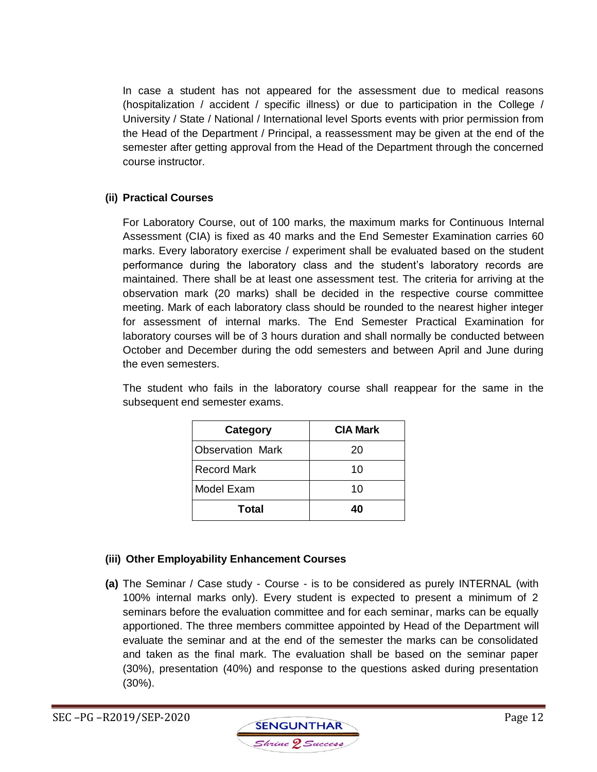In case a student has not appeared for the assessment due to medical reasons (hospitalization / accident / specific illness) or due to participation in the College / University / State / National / International level Sports events with prior permission from the Head of the Department / Principal, a reassessment may be given at the end of the semester after getting approval from the Head of the Department through the concerned course instructor.

**(ii) Practical Courses**

For Laboratory Course, out of 100 marks, the maximum marks for Continuous Internal Assessment (CIA) is fixed as 40 marks and the End Semester Examination carries 60 marks. Every laboratory exercise / experiment shall be evaluated based on the student performance during the laboratory class and the student's laboratory records are maintained. There shall be at least one assessment test. The criteria for arriving at the observation mark (20 marks) shall be decided in the respective course committee meeting. Mark of each laboratory class should be rounded to the nearest higher integer for assessment of internal marks. The End Semester Practical Examination for laboratory courses will be of 3 hours duration and shall normally be conducted between October and December during the odd semesters and between April and June during the even semesters.

The student who fails in the laboratory course shall reappear for the same in the subsequent end semester exams.

| Category | CIA Mark |
|---|---|
| Observation Mark | 20 |
| Record Mark | 10 |
| Model Exam | 10 |
| **Total** | **40** |

**(iii) Other Employability Enhancement Courses**

**(a)** The Seminar / Case study - Course - is to be considered as purely INTERNAL (with 100% internal marks only). Every student is expected to present a minimum of 2 seminars before the evaluation committee and for each seminar, marks can be equally apportioned. The three members committee appointed by Head of the Department will evaluate the seminar and at the end of the semester the marks can be consolidated and taken as the final mark. The evaluation shall be based on the seminar paper (30%), presentation (40%) and response to the questions asked during presentation (30%).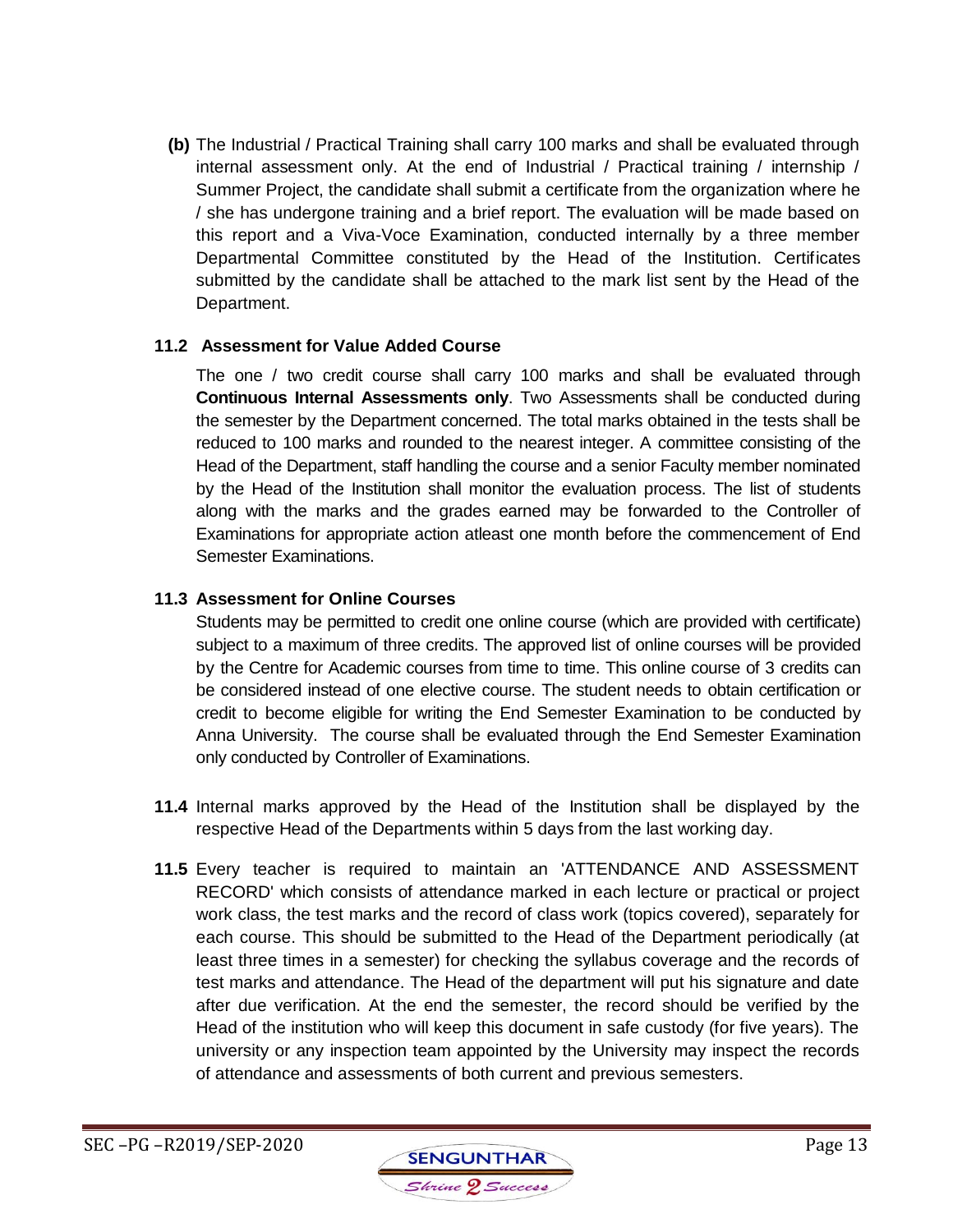**(b)** The Industrial / Practical Training shall carry 100 marks and shall be evaluated through internal assessment only. At the end of Industrial / Practical training / internship / Summer Project, the candidate shall submit a certificate from the organization where he / she has undergone training and a brief report. The evaluation will be made based on this report and a Viva-Voce Examination, conducted internally by a three member Departmental Committee constituted by the Head of the Institution. Certificates submitted by the candidate shall be attached to the mark list sent by the Head of the Department.

### 11.2 Assessment for Value Added Course

The one / two credit course shall carry 100 marks and shall be evaluated through **Continuous Internal Assessments only**. Two Assessments shall be conducted during the semester by the Department concerned. The total marks obtained in the tests shall be reduced to 100 marks and rounded to the nearest integer. A committee consisting of the Head of the Department, staff handling the course and a senior Faculty member nominated by the Head of the Institution shall monitor the evaluation process. The list of students along with the marks and the grades earned may be forwarded to the Controller of Examinations for appropriate action atleast one month before the commencement of End Semester Examinations.

### 11.3 Assessment for Online Courses

Students may be permitted to credit one online course (which are provided with certificate) subject to a maximum of three credits. The approved list of online courses will be provided by the Centre for Academic courses from time to time. This online course of 3 credits can be considered instead of one elective course. The student needs to obtain certification or credit to become eligible for writing the End Semester Examination to be conducted by Anna University. The course shall be evaluated through the End Semester Examination only conducted by Controller of Examinations.

**11.4** Internal marks approved by the Head of the Institution shall be displayed by the respective Head of the Departments within 5 days from the last working day.

**11.5** Every teacher is required to maintain an 'ATTENDANCE AND ASSESSMENT RECORD' which consists of attendance marked in each lecture or practical or project work class, the test marks and the record of class work (topics covered), separately for each course. This should be submitted to the Head of the Department periodically (at least three times in a semester) for checking the syllabus coverage and the records of test marks and attendance. The Head of the department will put his signature and date after due verification. At the end the semester, the record should be verified by the Head of the institution who will keep this document in safe custody (for five years). The university or any inspection team appointed by the University may inspect the records of attendance and assessments of both current and previous semesters.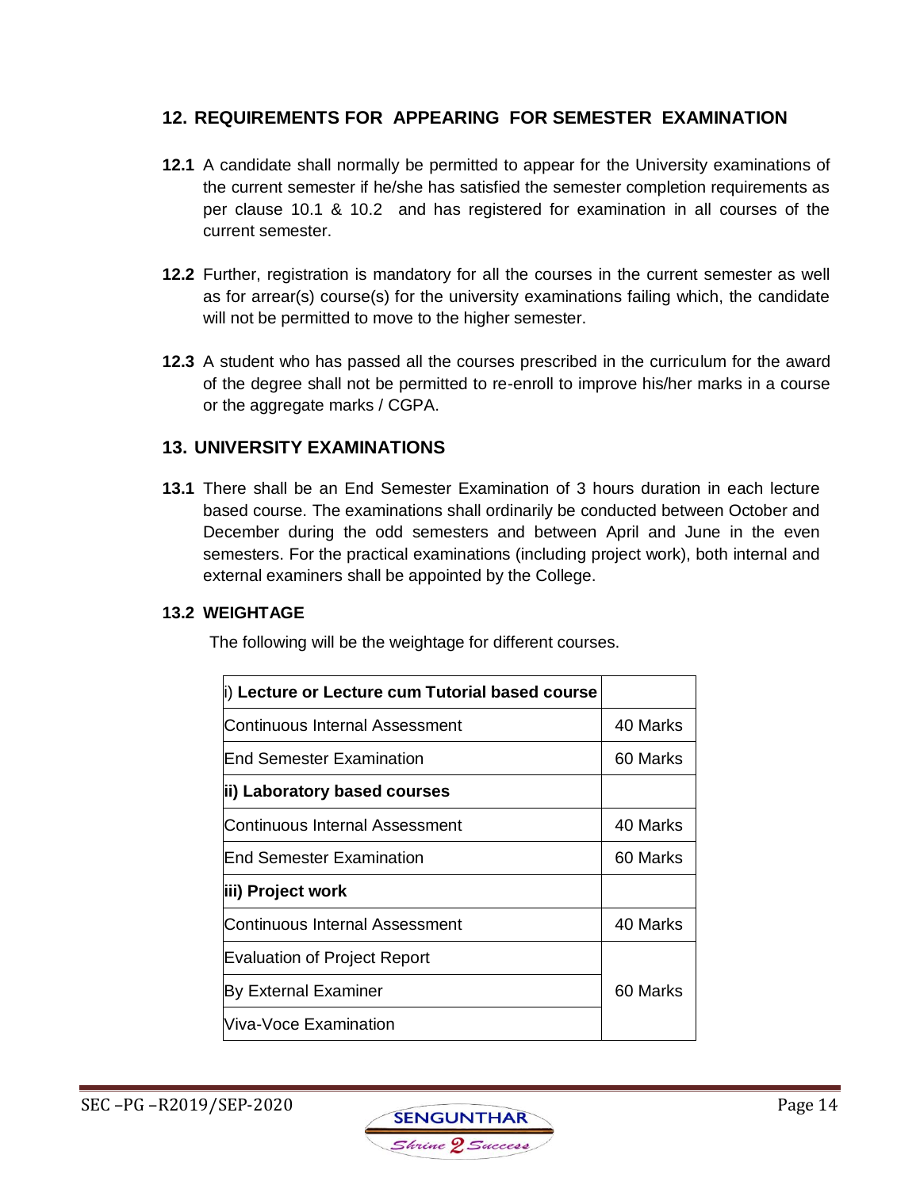## 12. REQUIREMENTS FOR APPEARING FOR SEMESTER EXAMINATION

**12.1** A candidate shall normally be permitted to appear for the University examinations of the current semester if he/she has satisfied the semester completion requirements as per clause 10.1 & 10.2 and has registered for examination in all courses of the current semester.

**12.2** Further, registration is mandatory for all the courses in the current semester as well as for arrear(s) course(s) for the university examinations failing which, the candidate will not be permitted to move to the higher semester.

**12.3** A student who has passed all the courses prescribed in the curriculum for the award of the degree shall not be permitted to re-enroll to improve his/her marks in a course or the aggregate marks / CGPA.

## 13. UNIVERSITY EXAMINATIONS

**13.1** There shall be an End Semester Examination of 3 hours duration in each lecture based course. The examinations shall ordinarily be conducted between October and December during the odd semesters and between April and June in the even semesters. For the practical examinations (including project work), both internal and external examiners shall be appointed by the College.

### 13.2 WEIGHTAGE

The following will be the weightage for different courses.

| i) **Lecture or Lecture cum Tutorial based course** | |
|---|---|
| Continuous Internal Assessment | 40 Marks |
| End Semester Examination | 60 Marks |
| **ii) Laboratory based courses** | |
| Continuous Internal Assessment | 40 Marks |
| End Semester Examination | 60 Marks |
| **iii) Project work** | |
| Continuous Internal Assessment | 40 Marks |
| Evaluation of Project Report | 60 Marks |
| By External Examiner | |
| Viva-Voce Examination | |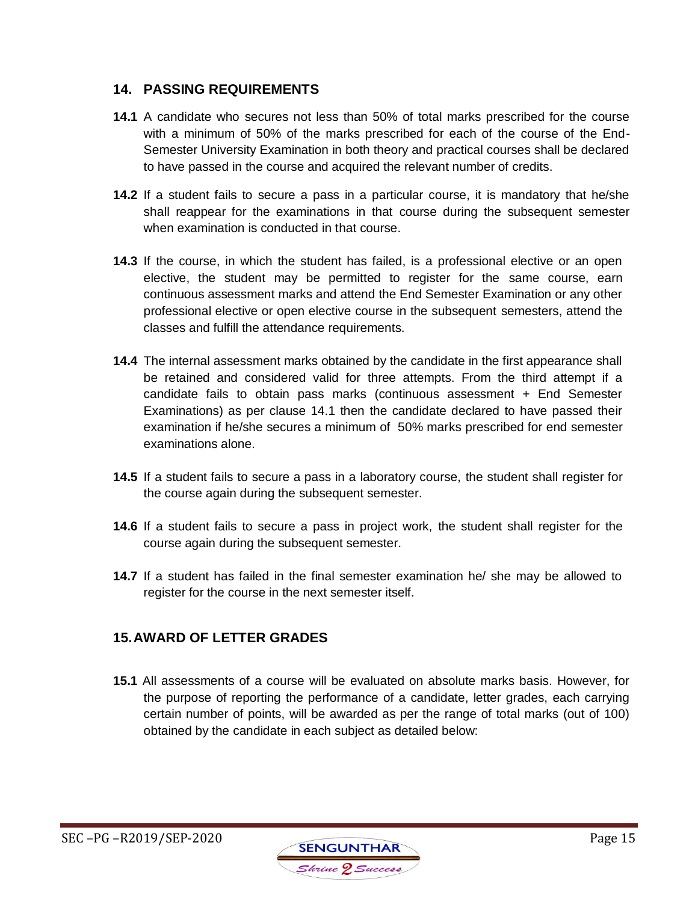## 14. PASSING REQUIREMENTS

**14.1** A candidate who secures not less than 50% of total marks prescribed for the course with a minimum of 50% of the marks prescribed for each of the course of the End-Semester University Examination in both theory and practical courses shall be declared to have passed in the course and acquired the relevant number of credits.

**14.2** If a student fails to secure a pass in a particular course, it is mandatory that he/she shall reappear for the examinations in that course during the subsequent semester when examination is conducted in that course.

**14.3** If the course, in which the student has failed, is a professional elective or an open elective, the student may be permitted to register for the same course, earn continuous assessment marks and attend the End Semester Examination or any other professional elective or open elective course in the subsequent semesters, attend the classes and fulfill the attendance requirements.

**14.4** The internal assessment marks obtained by the candidate in the first appearance shall be retained and considered valid for three attempts. From the third attempt if a candidate fails to obtain pass marks (continuous assessment + End Semester Examinations) as per clause 14.1 then the candidate declared to have passed their examination if he/she secures a minimum of 50% marks prescribed for end semester examinations alone.

**14.5** If a student fails to secure a pass in a laboratory course, the student shall register for the course again during the subsequent semester.

**14.6** If a student fails to secure a pass in project work, the student shall register for the course again during the subsequent semester.

**14.7** If a student has failed in the final semester examination he/ she may be allowed to register for the course in the next semester itself.

## 15. AWARD OF LETTER GRADES

**15.1** All assessments of a course will be evaluated on absolute marks basis. However, for the purpose of reporting the performance of a candidate, letter grades, each carrying certain number of points, will be awarded as per the range of total marks (out of 100) obtained by the candidate in each subject as detailed below: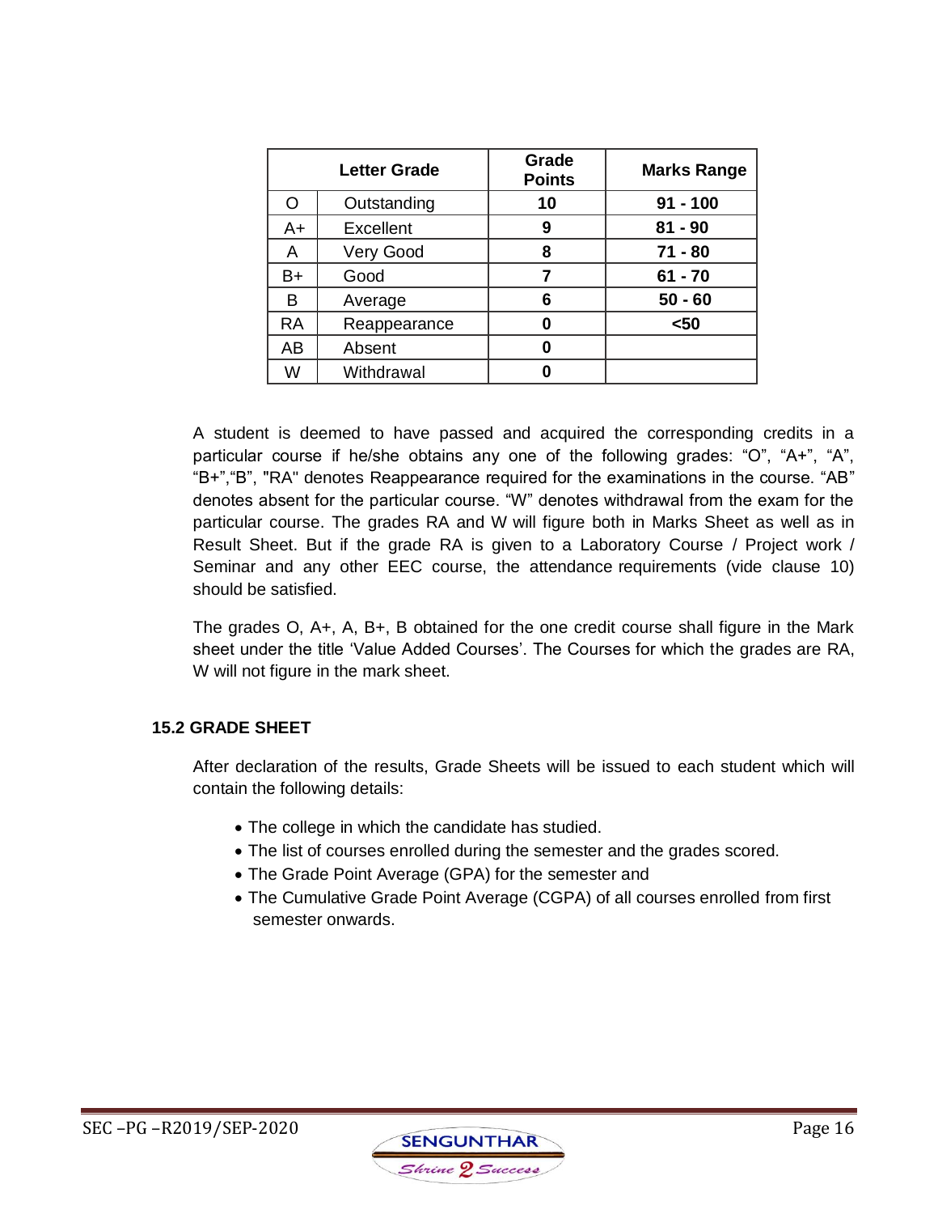| Letter Grade | | Grade Points | Marks Range |
|---|---|---|---|
| O | Outstanding | **10** | **91 - 100** |
| A+ | Excellent | **9** | **81 - 90** |
| A | Very Good | **8** | **71 - 80** |
| B+ | Good | **7** | **61 - 70** |
| B | Average | **6** | **50 - 60** |
| RA | Reappearance | **0** | **<50** |
| AB | Absent | **0** | |
| W | Withdrawal | **0** | |

A student is deemed to have passed and acquired the corresponding credits in a particular course if he/she obtains any one of the following grades: "O", "A+", "A", "B+","B", "RA" denotes Reappearance required for the examinations in the course. "AB" denotes absent for the particular course. "W" denotes withdrawal from the exam for the particular course. The grades RA and W will figure both in Marks Sheet as well as in Result Sheet. But if the grade RA is given to a Laboratory Course / Project work / Seminar and any other EEC course, the attendance requirements (vide clause 10) should be satisfied.

The grades O, A+, A, B+, B obtained for the one credit course shall figure in the Mark sheet under the title 'Value Added Courses'. The Courses for which the grades are RA, W will not figure in the mark sheet.

### 15.2 GRADE SHEET

After declaration of the results, Grade Sheets will be issued to each student which will contain the following details:

- The college in which the candidate has studied.
- The list of courses enrolled during the semester and the grades scored.
- The Grade Point Average (GPA) for the semester and
- The Cumulative Grade Point Average (CGPA) of all courses enrolled from first semester onwards.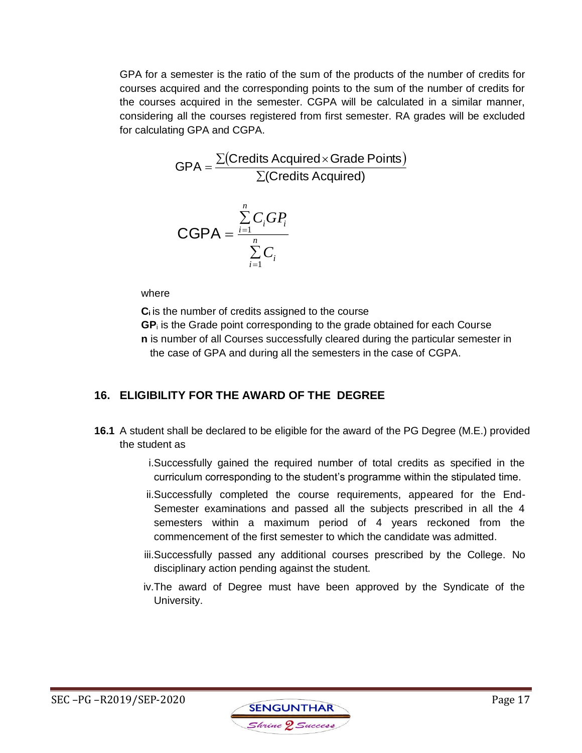GPA for a semester is the ratio of the sum of the products of the number of credits for courses acquired and the corresponding points to the sum of the number of credits for the courses acquired in the semester. CGPA will be calculated in a similar manner, considering all the courses registered from first semester. RA grades will be excluded for calculating GPA and CGPA.

$$\text{GPA} = \frac{\sum(\text{Credits Acquired} \times \text{Grade Points})}{\sum(\text{Credits Acquired})}$$

$$\text{CGPA} = \frac{\sum_{i=1}^{n} C_i GP_i}{\sum_{i=1}^{n} C_i}$$

where

**$C_i$** is the number of credits assigned to the course

**$GP_i$** is the Grade point corresponding to the grade obtained for each Course

**n** is number of all Courses successfully cleared during the particular semester in the case of GPA and during all the semesters in the case of CGPA.

## 16. ELIGIBILITY FOR THE AWARD OF THE DEGREE

**16.1** A student shall be declared to be eligible for the award of the PG Degree (M.E.) provided the student as

i. Successfully gained the required number of total credits as specified in the curriculum corresponding to the student's programme within the stipulated time.

ii. Successfully completed the course requirements, appeared for the End-Semester examinations and passed all the subjects prescribed in all the 4 semesters within a maximum period of 4 years reckoned from the commencement of the first semester to which the candidate was admitted.

iii. Successfully passed any additional courses prescribed by the College. No disciplinary action pending against the student.

iv. The award of Degree must have been approved by the Syndicate of the University.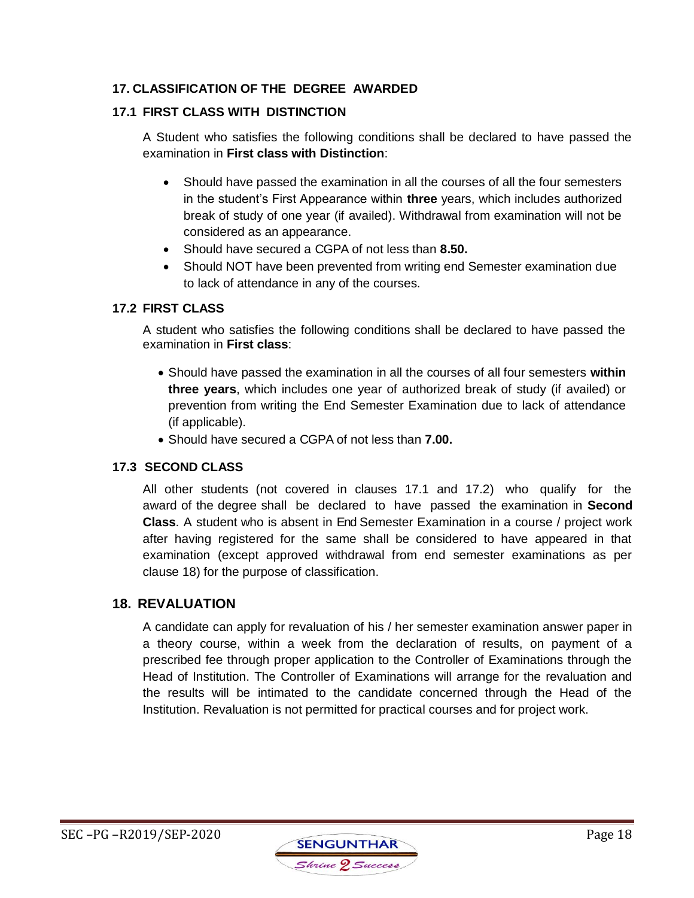## 17. CLASSIFICATION OF THE DEGREE AWARDED

### 17.1 FIRST CLASS WITH DISTINCTION

A Student who satisfies the following conditions shall be declared to have passed the examination in **First class with Distinction**:

- Should have passed the examination in all the courses of all the four semesters in the student's First Appearance within **three** years, which includes authorized break of study of one year (if availed). Withdrawal from examination will not be considered as an appearance.
- Should have secured a CGPA of not less than **8.50.**
- Should NOT have been prevented from writing end Semester examination due to lack of attendance in any of the courses.

### 17.2 FIRST CLASS

A student who satisfies the following conditions shall be declared to have passed the examination in **First class**:

- Should have passed the examination in all the courses of all four semesters **within three years**, which includes one year of authorized break of study (if availed) or prevention from writing the End Semester Examination due to lack of attendance (if applicable).
- Should have secured a CGPA of not less than **7.00.**

### 17.3 SECOND CLASS

All other students (not covered in clauses 17.1 and 17.2) who qualify for the award of the degree shall be declared to have passed the examination in **Second Class**. A student who is absent in End Semester Examination in a course / project work after having registered for the same shall be considered to have appeared in that examination (except approved withdrawal from end semester examinations as per clause 18) for the purpose of classification.

## 18. REVALUATION

A candidate can apply for revaluation of his / her semester examination answer paper in a theory course, within a week from the declaration of results, on payment of a prescribed fee through proper application to the Controller of Examinations through the Head of Institution. The Controller of Examinations will arrange for the revaluation and the results will be intimated to the candidate concerned through the Head of the Institution. Revaluation is not permitted for practical courses and for project work.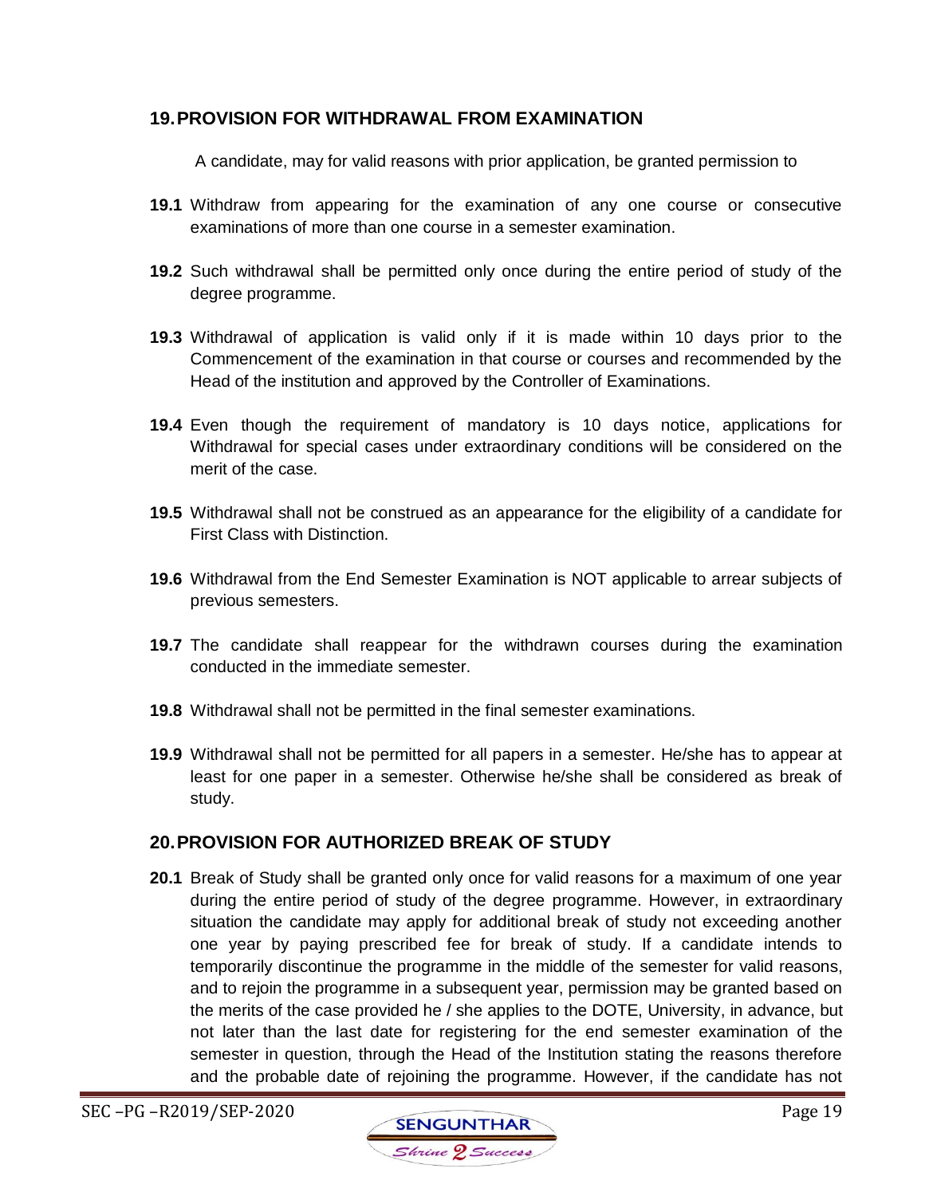## 19. PROVISION FOR WITHDRAWAL FROM EXAMINATION

A candidate, may for valid reasons with prior application, be granted permission to

**19.1** Withdraw from appearing for the examination of any one course or consecutive examinations of more than one course in a semester examination.

**19.2** Such withdrawal shall be permitted only once during the entire period of study of the degree programme.

**19.3** Withdrawal of application is valid only if it is made within 10 days prior to the Commencement of the examination in that course or courses and recommended by the Head of the institution and approved by the Controller of Examinations.

**19.4** Even though the requirement of mandatory is 10 days notice, applications for Withdrawal for special cases under extraordinary conditions will be considered on the merit of the case.

**19.5** Withdrawal shall not be construed as an appearance for the eligibility of a candidate for First Class with Distinction.

**19.6** Withdrawal from the End Semester Examination is NOT applicable to arrear subjects of previous semesters.

**19.7** The candidate shall reappear for the withdrawn courses during the examination conducted in the immediate semester.

**19.8** Withdrawal shall not be permitted in the final semester examinations.

**19.9** Withdrawal shall not be permitted for all papers in a semester. He/she has to appear at least for one paper in a semester. Otherwise he/she shall be considered as break of study.

## 20. PROVISION FOR AUTHORIZED BREAK OF STUDY

**20.1** Break of Study shall be granted only once for valid reasons for a maximum of one year during the entire period of study of the degree programme. However, in extraordinary situation the candidate may apply for additional break of study not exceeding another one year by paying prescribed fee for break of study. If a candidate intends to temporarily discontinue the programme in the middle of the semester for valid reasons, and to rejoin the programme in a subsequent year, permission may be granted based on the merits of the case provided he / she applies to the DOTE, University, in advance, but not later than the last date for registering for the end semester examination of the semester in question, through the Head of the Institution stating the reasons therefore and the probable date of rejoining the programme. However, if the candidate has not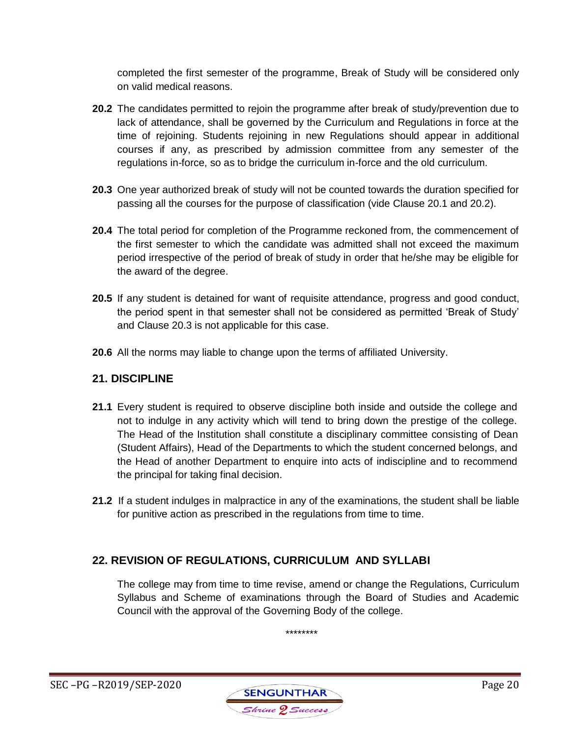completed the first semester of the programme, Break of Study will be considered only on valid medical reasons.

**20.2** The candidates permitted to rejoin the programme after break of study/prevention due to lack of attendance, shall be governed by the Curriculum and Regulations in force at the time of rejoining. Students rejoining in new Regulations should appear in additional courses if any, as prescribed by admission committee from any semester of the regulations in-force, so as to bridge the curriculum in-force and the old curriculum.

**20.3** One year authorized break of study will not be counted towards the duration specified for passing all the courses for the purpose of classification (vide Clause 20.1 and 20.2).

**20.4** The total period for completion of the Programme reckoned from, the commencement of the first semester to which the candidate was admitted shall not exceed the maximum period irrespective of the period of break of study in order that he/she may be eligible for the award of the degree.

**20.5** If any student is detained for want of requisite attendance, progress and good conduct, the period spent in that semester shall not be considered as permitted 'Break of Study' and Clause 20.3 is not applicable for this case.

**20.6** All the norms may liable to change upon the terms of affiliated University.

## 21. DISCIPLINE

**21.1** Every student is required to observe discipline both inside and outside the college and not to indulge in any activity which will tend to bring down the prestige of the college. The Head of the Institution shall constitute a disciplinary committee consisting of Dean (Student Affairs), Head of the Departments to which the student concerned belongs, and the Head of another Department to enquire into acts of indiscipline and to recommend the principal for taking final decision.

**21.2** If a student indulges in malpractice in any of the examinations, the student shall be liable for punitive action as prescribed in the regulations from time to time.

## 22. REVISION OF REGULATIONS, CURRICULUM AND SYLLABI

The college may from time to time revise, amend or change the Regulations, Curriculum Syllabus and Scheme of examinations through the Board of Studies and Academic Council with the approval of the Governing Body of the college.

********